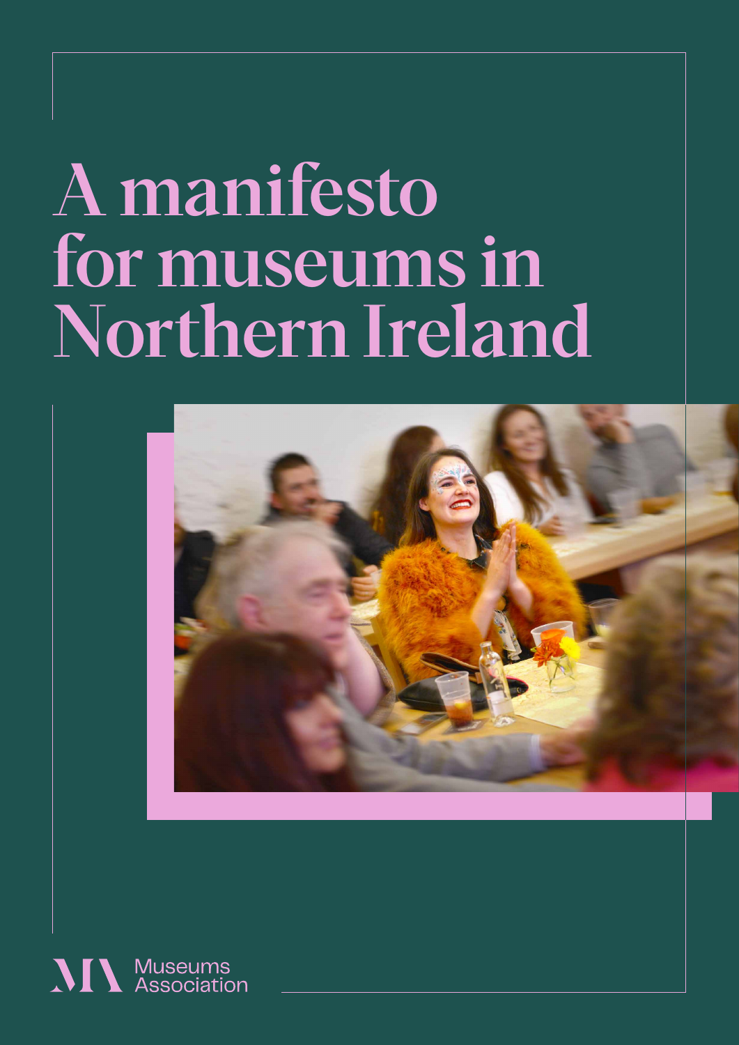# A manifesto for museums in Northern Ireland

Museums Association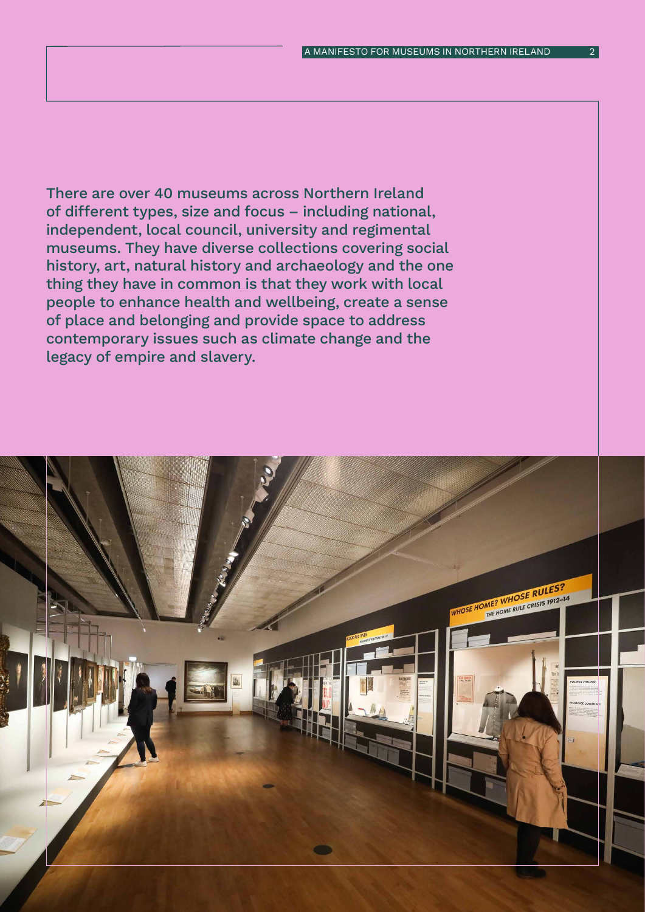There are over 40 museums across Northern Ireland of different types, size and focus – including national, independent, local council, university and regimental museums. They have diverse collections covering social history, art, natural history and archaeology and the one thing they have in common is that they work with local people to enhance health and wellbeing, create a sense of place and belonging and provide space to address contemporary issues such as climate change and the legacy of empire and slavery.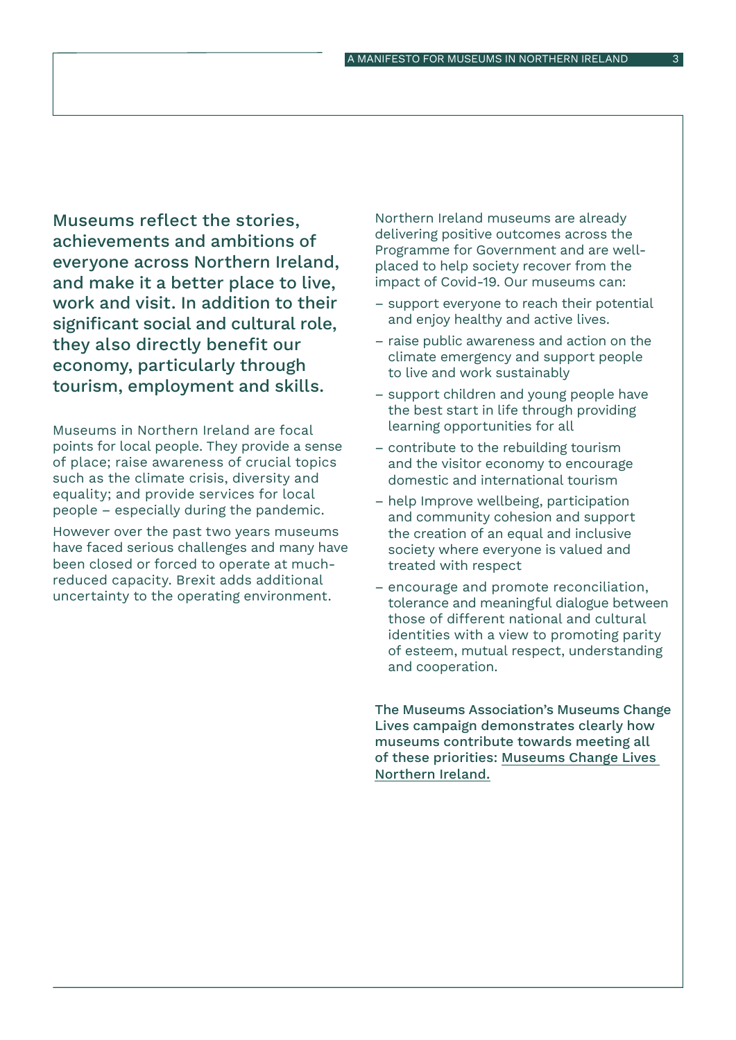Museums reflect the stories, achievements and ambitions of everyone across Northern Ireland, and make it a better place to live, work and visit. In addition to their significant social and cultural role, they also directly benefit our economy, particularly through tourism, employment and skills.

Museums in Northern Ireland are focal points for local people. They provide a sense of place; raise awareness of crucial topics such as the climate crisis, diversity and equality; and provide services for local people – especially during the pandemic.

However over the past two years museums have faced serious challenges and many have been closed or forced to operate at much-reduced capacity. Brexit adds additional uncertainty to the operating environment.

Northern Ireland museums are already delivering positive outcomes across the Programme for Government and are well-placed to help society recover from the impact of Covid-19. Our museums can:

- support everyone to reach their potential and enjoy healthy and active lives.
- raise public awareness and action on the climate emergency and support people to live and work sustainably
- support children and young people have the best start in life through providing learning opportunities for all
- contribute to the rebuilding tourism and the visitor economy to encourage domestic and international tourism
- help Improve wellbeing, participation and community cohesion and support the creation of an equal and inclusive society where everyone is valued and treated with respect
- encourage and promote reconciliation, tolerance and meaningful dialogue between those of different national and cultural identities with a view to promoting parity of esteem, mutual respect, understanding and cooperation.

The Museums Association's Museums Change Lives campaign demonstrates clearly how museums contribute towards meeting all of these priorities: Museums Change Lives Northern Ireland.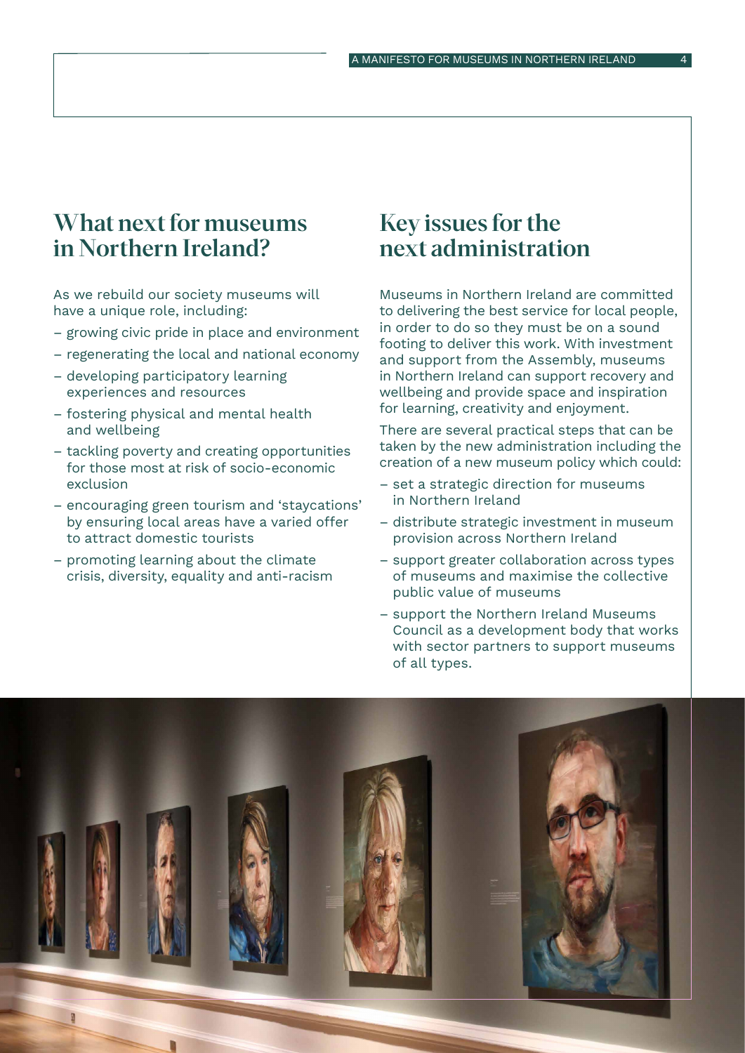## What next for museums in Northern Ireland?

As we rebuild our society museums will have a unique role, including:

- growing civic pride in place and environment
- regenerating the local and national economy
- developing participatory learning experiences and resources
- fostering physical and mental health and wellbeing
- tackling poverty and creating opportunities for those most at risk of socio-economic exclusion
- encouraging green tourism and 'staycations' by ensuring local areas have a varied offer to attract domestic tourists
- promoting learning about the climate crisis, diversity, equality and anti-racism

## Key issues for the next administration

Museums in Northern Ireland are committed to delivering the best service for local people, in order to do so they must be on a sound footing to deliver this work. With investment and support from the Assembly, museums in Northern Ireland can support recovery and wellbeing and provide space and inspiration for learning, creativity and enjoyment.

There are several practical steps that can be taken by the new administration including the creation of a new museum policy which could:

- set a strategic direction for museums in Northern Ireland
- distribute strategic investment in museum provision across Northern Ireland
- support greater collaboration across types of museums and maximise the collective public value of museums
- support the Northern Ireland Museums Council as a development body that works with sector partners to support museums of all types.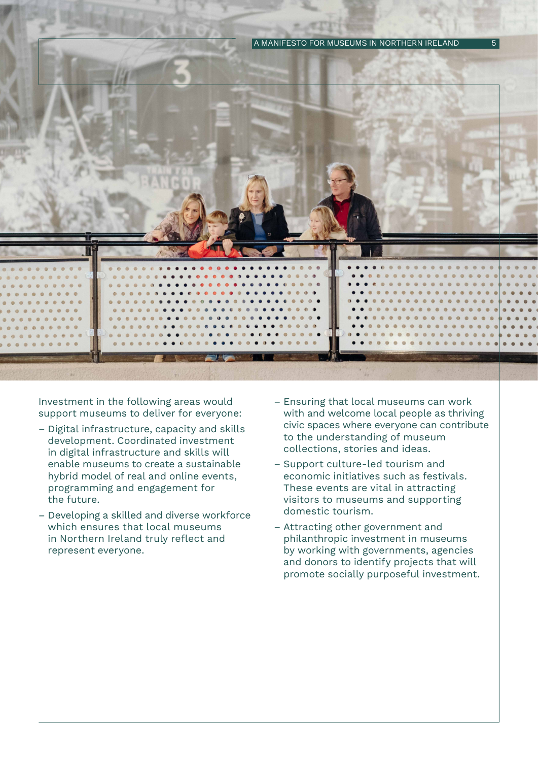Investment in the following areas would support museums to deliver for everyone:

- Digital infrastructure, capacity and skills development. Coordinated investment in digital infrastructure and skills will enable museums to create a sustainable hybrid model of real and online events, programming and engagement for the future.
- Developing a skilled and diverse workforce which ensures that local museums in Northern Ireland truly reflect and represent everyone.
- Ensuring that local museums can work with and welcome local people as thriving civic spaces where everyone can contribute to the understanding of museum collections, stories and ideas.
- Support culture-led tourism and economic initiatives such as festivals. These events are vital in attracting visitors to museums and supporting domestic tourism.
- Attracting other government and philanthropic investment in museums by working with governments, agencies and donors to identify projects that will promote socially purposeful investment.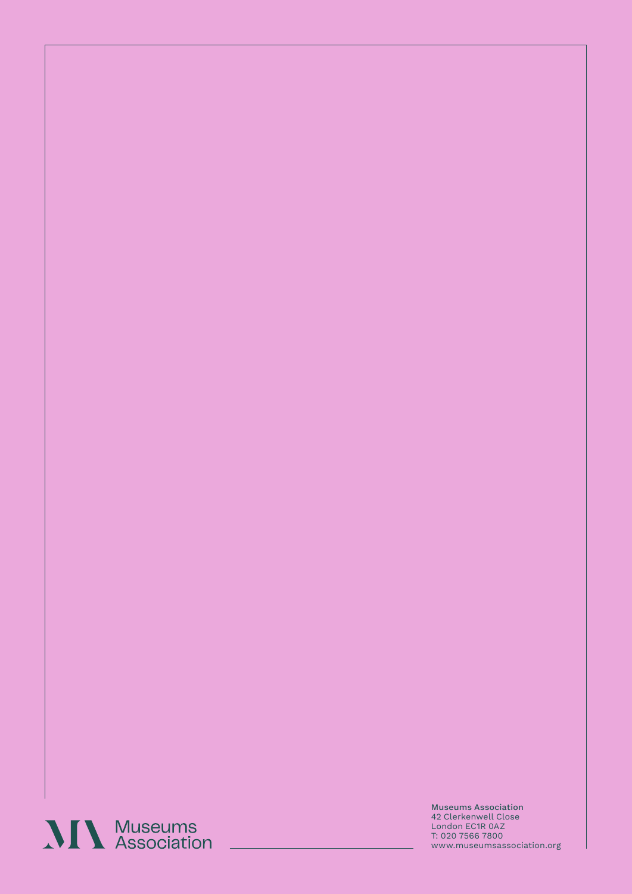Museums Association

**Museums Association**
42 Clerkenwell Close
London EC1R 0AZ
T: 020 7566 7800
www.museumsassociation.org